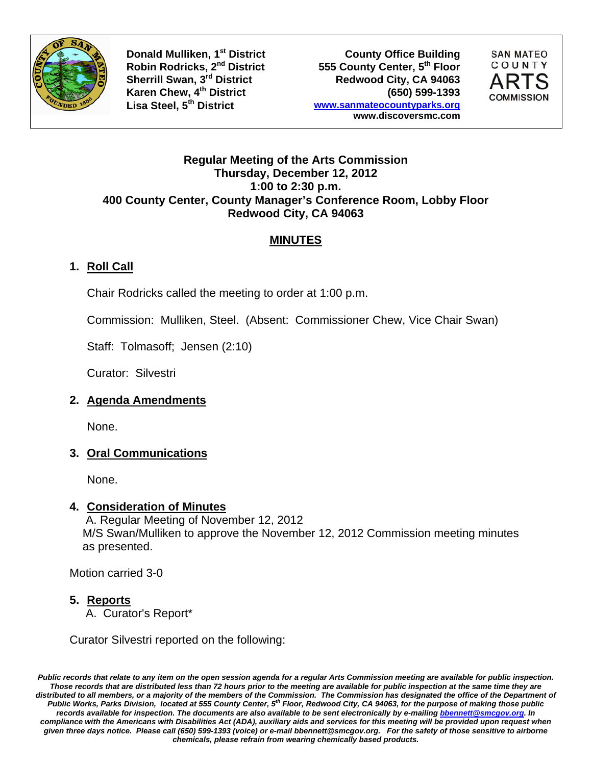Donald Mulliken, 1st District
Robin Rodricks, 2nd District
Sherrill Swan, 3rd District
Karen Chew, 4th District
Lisa Steel, 5th District

County Office Building
555 County Center, 5th Floor
Redwood City, CA 94063
(650) 599-1393
www.sanmateocountyparks.org
www.discoversmc.com

SAN MATEO COUNTY ARTS COMMISSION

**Regular Meeting of the Arts Commission**
**Thursday, December 12, 2012**
**1:00 to 2:30 p.m.**
**400 County Center, County Manager's Conference Room, Lobby Floor**
**Redwood City, CA 94063**

## MINUTES

### 1. Roll Call

Chair Rodricks called the meeting to order at 1:00 p.m.

Commission: Mulliken, Steel. (Absent: Commissioner Chew, Vice Chair Swan)

Staff: Tolmasoff; Jensen (2:10)

Curator: Silvestri

### 2. Agenda Amendments

None.

### 3. Oral Communications

None.

### 4. Consideration of Minutes

A. Regular Meeting of November 12, 2012
M/S Swan/Mulliken to approve the November 12, 2012 Commission meeting minutes as presented.

Motion carried 3-0

### 5. Reports

A. Curator's Report*

Curator Silvestri reported on the following:

*Public records that relate to any item on the open session agenda for a regular Arts Commission meeting are available for public inspection. Those records that are distributed less than 72 hours prior to the meeting are available for public inspection at the same time they are distributed to all members, or a majority of the members of the Commission. The Commission has designated the office of the Department of Public Works, Parks Division, located at 555 County Center, 5th Floor, Redwood City, CA 94063, for the purpose of making those public records available for inspection. The documents are also available to be sent electronically by e-mailing bbennett@smcgov.org. In compliance with the Americans with Disabilities Act (ADA), auxiliary aids and services for this meeting will be provided upon request when given three days notice. Please call (650) 599-1393 (voice) or e-mail bbennett@smcgov.org. For the safety of those sensitive to airborne chemicals, please refrain from wearing chemically based products.*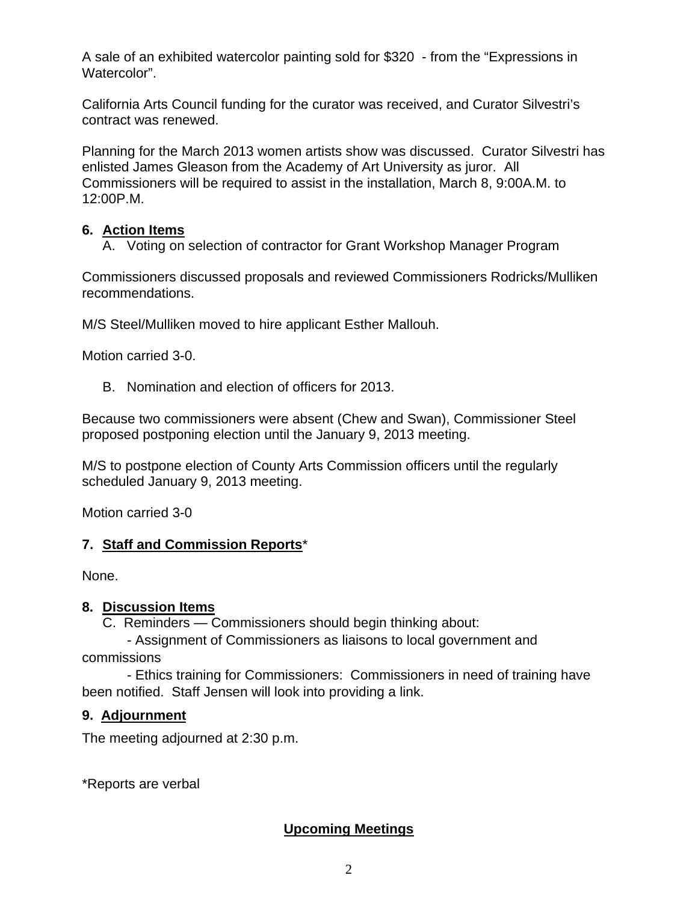A sale of an exhibited watercolor painting sold for $320 - from the "Expressions in Watercolor".

California Arts Council funding for the curator was received, and Curator Silvestri's contract was renewed.

Planning for the March 2013 women artists show was discussed. Curator Silvestri has enlisted James Gleason from the Academy of Art University as juror. All Commissioners will be required to assist in the installation, March 8, 9:00A.M. to 12:00P.M.

**6. Action Items**

A. Voting on selection of contractor for Grant Workshop Manager Program

Commissioners discussed proposals and reviewed Commissioners Rodricks/Mulliken recommendations.

M/S Steel/Mulliken moved to hire applicant Esther Mallouh.

Motion carried 3-0.

B. Nomination and election of officers for 2013.

Because two commissioners were absent (Chew and Swan), Commissioner Steel proposed postponing election until the January 9, 2013 meeting.

M/S to postpone election of County Arts Commission officers until the regularly scheduled January 9, 2013 meeting.

Motion carried 3-0

**7. Staff and Commission Reports***

None.

**8. Discussion Items**

C. Reminders — Commissioners should begin thinking about:

- Assignment of Commissioners as liaisons to local government and commissions
- Ethics training for Commissioners: Commissioners in need of training have been notified. Staff Jensen will look into providing a link.

**9. Adjournment**

The meeting adjourned at 2:30 p.m.

*Reports are verbal

**Upcoming Meetings**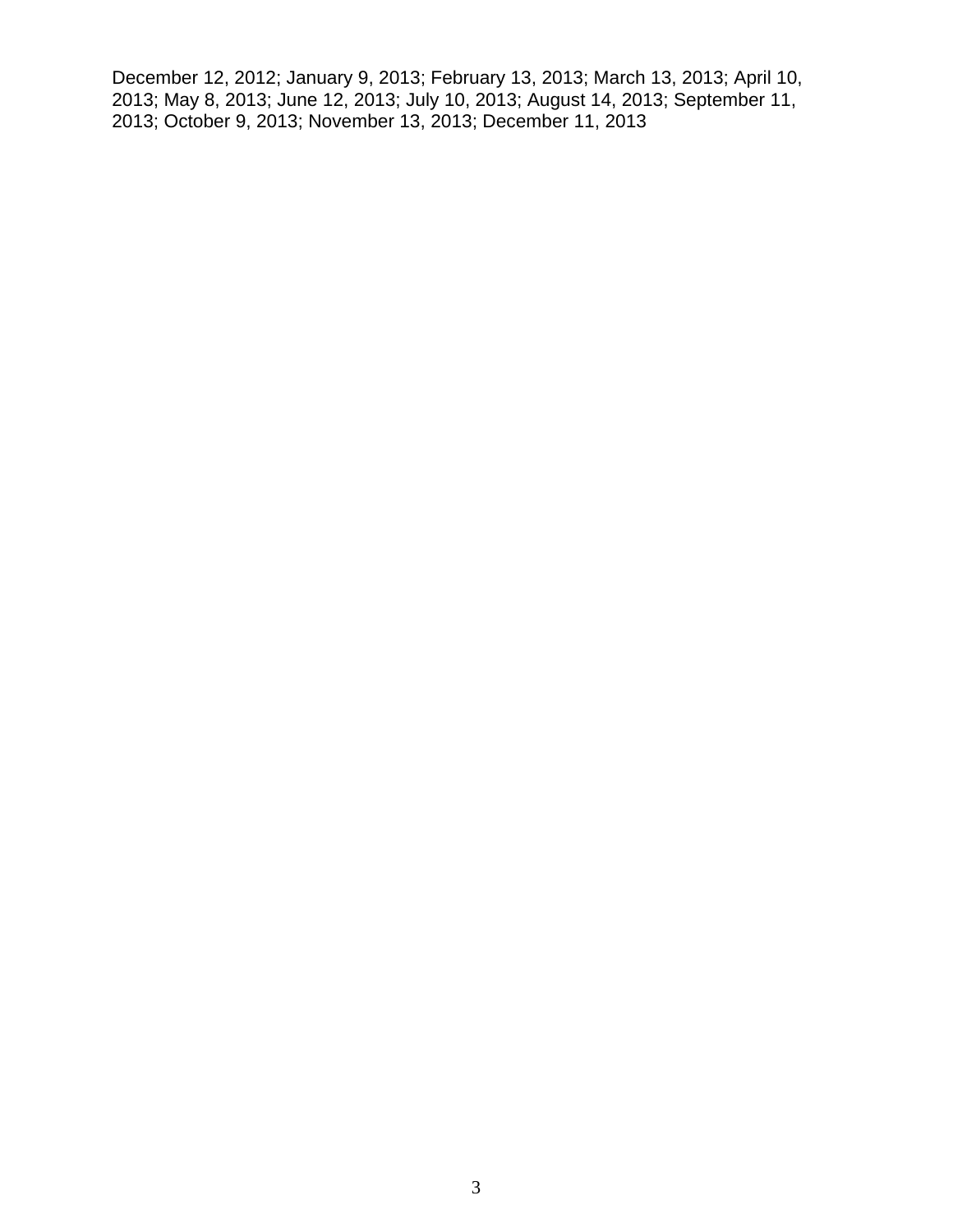December 12, 2012; January 9, 2013; February 13, 2013; March 13, 2013; April 10, 2013; May 8, 2013; June 12, 2013; July 10, 2013; August 14, 2013; September 11, 2013; October 9, 2013; November 13, 2013; December 11, 2013